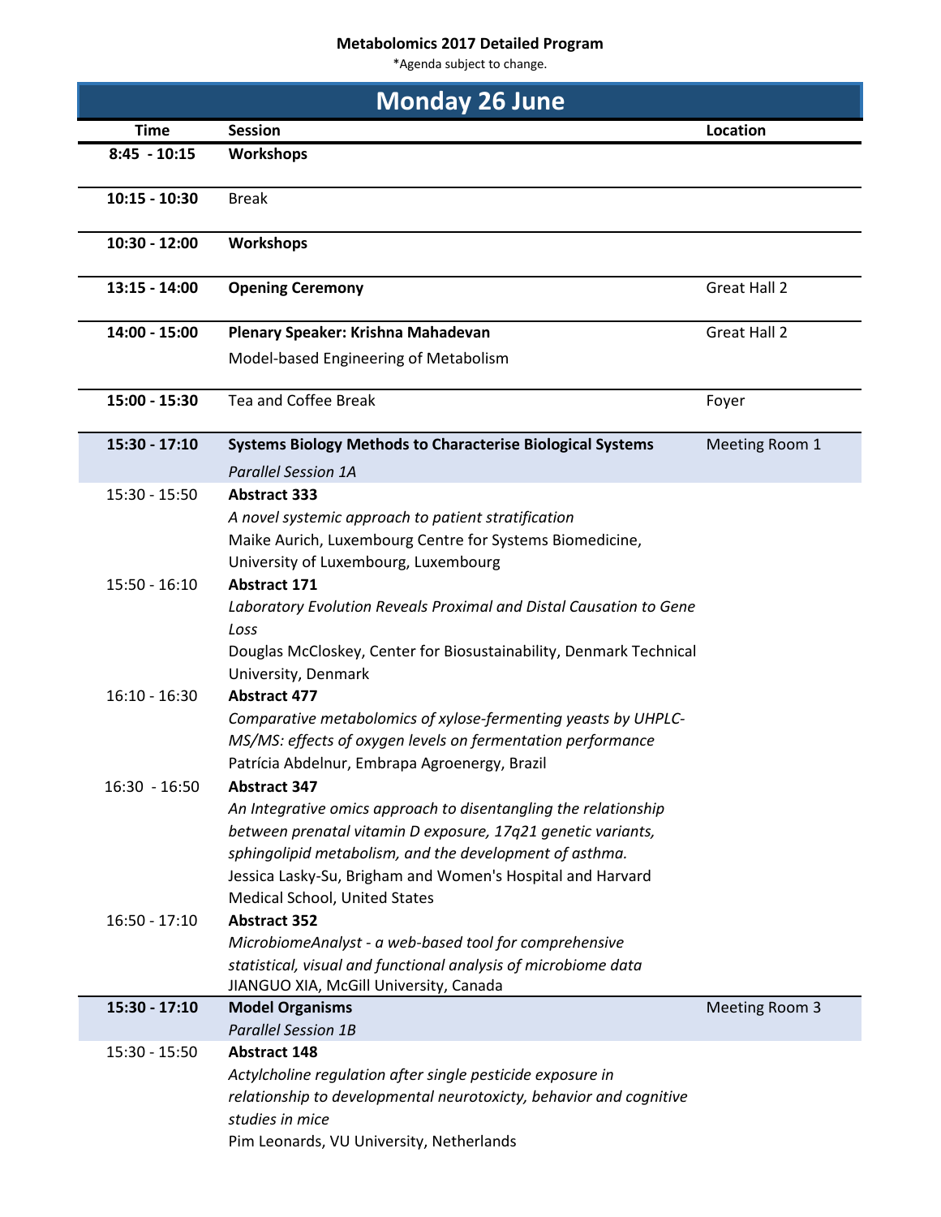**Metabolomics 2017 Detailed Program**

*Agenda subject to change.

## Monday 26 June

| Time | Session | Location |
|---|---|---|
| **8:45 - 10:15** | **Workshops** | |
| **10:15 - 10:30** | Break | |
| **10:30 - 12:00** | **Workshops** | |
| **13:15 - 14:00** | **Opening Ceremony** | Great Hall 2 |
| **14:00 - 15:00** | **Plenary Speaker: Krishna Mahadevan**<br>Model-based Engineering of Metabolism | Great Hall 2 |
| **15:00 - 15:30** | Tea and Coffee Break | Foyer |
| **15:30 - 17:10** | **Systems Biology Methods to Characterise Biological Systems**<br>*Parallel Session 1A* | Meeting Room 1 |
| 15:30 - 15:50 | **Abstract 333**<br>*A novel systemic approach to patient stratification*<br>Maike Aurich, Luxembourg Centre for Systems Biomedicine, University of Luxembourg, Luxembourg | |
| 15:50 - 16:10 | **Abstract 171**<br>*Laboratory Evolution Reveals Proximal and Distal Causation to Gene Loss*<br>Douglas McCloskey, Center for Biosustainability, Denmark Technical University, Denmark | |
| 16:10 - 16:30 | **Abstract 477**<br>*Comparative metabolomics of xylose-fermenting yeasts by UHPLC-MS/MS: effects of oxygen levels on fermentation performance*<br>Patrícia Abdelnur, Embrapa Agroenergy, Brazil | |
| 16:30 - 16:50 | **Abstract 347**<br>*An Integrative omics approach to disentangling the relationship between prenatal vitamin D exposure, 17q21 genetic variants, sphingolipid metabolism, and the development of asthma.*<br>Jessica Lasky-Su, Brigham and Women's Hospital and Harvard Medical School, United States | |
| 16:50 - 17:10 | **Abstract 352**<br>*MicrobiomeAnalyst - a web-based tool for comprehensive statistical, visual and functional analysis of microbiome data*<br>JIANGUO XIA, McGill University, Canada | |
| **15:30 - 17:10** | **Model Organisms**<br>*Parallel Session 1B* | Meeting Room 3 |
| 15:30 - 15:50 | **Abstract 148**<br>*Actylcholine regulation after single pesticide exposure in relationship to developmental neurotoxicty, behavior and cognitive studies in mice*<br>Pim Leonards, VU University, Netherlands | |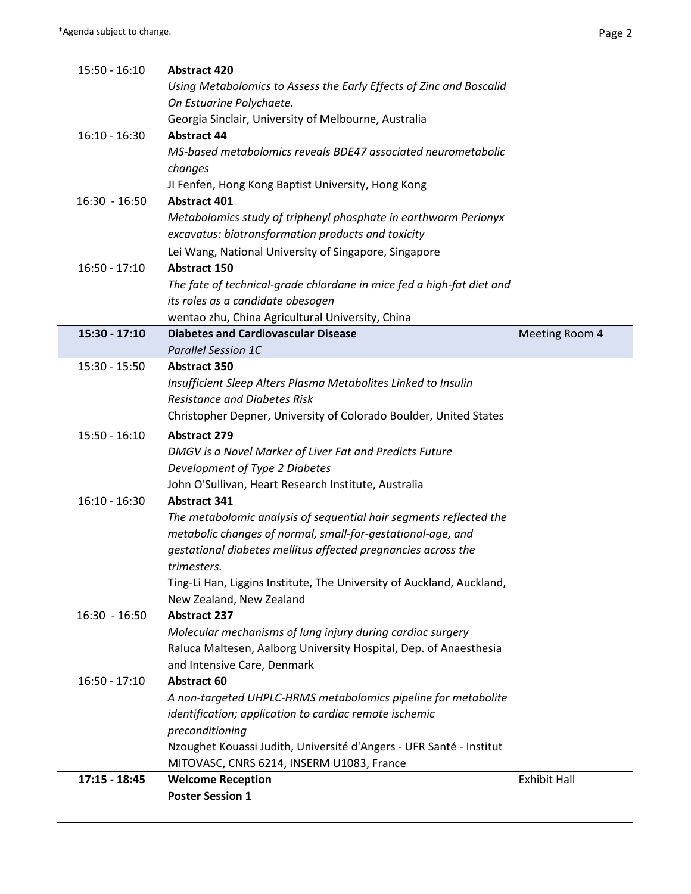| | | |
|---|---|---|
| 15:50 - 16:10 | **Abstract 420**<br>*Using Metabolomics to Assess the Early Effects of Zinc and Boscalid On Estuarine Polychaete.*<br>Georgia Sinclair, University of Melbourne, Australia | |
| 16:10 - 16:30 | **Abstract 44**<br>*MS-based metabolomics reveals BDE47 associated neurometabolic changes*<br>JI Fenfen, Hong Kong Baptist University, Hong Kong | |
| 16:30 - 16:50 | **Abstract 401**<br>*Metabolomics study of triphenyl phosphate in earthworm Perionyx excavatus: biotransformation products and toxicity*<br>Lei Wang, National University of Singapore, Singapore | |
| 16:50 - 17:10 | **Abstract 150**<br>*The fate of technical-grade chlordane in mice fed a high-fat diet and its roles as a candidate obesogen*<br>wentao zhu, China Agricultural University, China | |
| **15:30 - 17:10** | **Diabetes and Cardiovascular Disease**<br>*Parallel Session 1C* | Meeting Room 4 |
| 15:30 - 15:50 | **Abstract 350**<br>*Insufficient Sleep Alters Plasma Metabolites Linked to Insulin Resistance and Diabetes Risk*<br>Christopher Depner, University of Colorado Boulder, United States | |
| 15:50 - 16:10 | **Abstract 279**<br>*DMGV is a Novel Marker of Liver Fat and Predicts Future Development of Type 2 Diabetes*<br>John O'Sullivan, Heart Research Institute, Australia | |
| 16:10 - 16:30 | **Abstract 341**<br>*The metabolomic analysis of sequential hair segments reflected the metabolic changes of normal, small-for-gestational-age, and gestational diabetes mellitus affected pregnancies across the trimesters.*<br>Ting-Li Han, Liggins Institute, The University of Auckland, Auckland, New Zealand, New Zealand | |
| 16:30 - 16:50 | **Abstract 237**<br>*Molecular mechanisms of lung injury during cardiac surgery*<br>Raluca Maltesen, Aalborg University Hospital, Dep. of Anaesthesia and Intensive Care, Denmark | |
| 16:50 - 17:10 | **Abstract 60**<br>*A non-targeted UHPLC-HRMS metabolomics pipeline for metabolite identification; application to cardiac remote ischemic preconditioning*<br>Nzoughet Kouassi Judith, Université d'Angers - UFR Santé - Institut MITOVASC, CNRS 6214, INSERM U1083, France | |
| **17:15 - 18:45** | **Welcome Reception**<br>**Poster Session 1** | Exhibit Hall |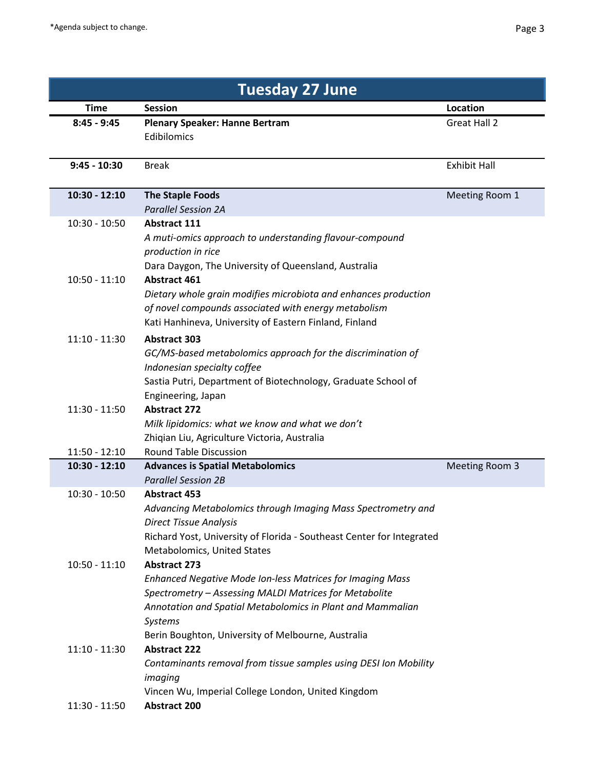*Agenda subject to change.

## Tuesday 27 June

| Time | Session | Location |
|---|---|---|
| **8:45 - 9:45** | **Plenary Speaker: Hanne Bertram**<br>Edibilomics | Great Hall 2 |
| **9:45 - 10:30** | Break | Exhibit Hall |
| **10:30 - 12:10** | **The Staple Foods**<br>*Parallel Session 2A* | Meeting Room 1 |
| 10:30 - 10:50 | **Abstract 111**<br>*A muti-omics approach to understanding flavour-compound production in rice*<br>Dara Daygon, The University of Queensland, Australia | |
| 10:50 - 11:10 | **Abstract 461**<br>*Dietary whole grain modifies microbiota and enhances production of novel compounds associated with energy metabolism*<br>Kati Hanhineva, University of Eastern Finland, Finland | |
| 11:10 - 11:30 | **Abstract 303**<br>*GC/MS-based metabolomics approach for the discrimination of Indonesian specialty coffee*<br>Sastia Putri, Department of Biotechnology, Graduate School of Engineering, Japan | |
| 11:30 - 11:50 | **Abstract 272**<br>*Milk lipidomics: what we know and what we don't*<br>Zhiqian Liu, Agriculture Victoria, Australia | |
| 11:50 - 12:10 | Round Table Discussion | |
| **10:30 - 12:10** | **Advances is Spatial Metabolomics**<br>*Parallel Session 2B* | Meeting Room 3 |
| 10:30 - 10:50 | **Abstract 453**<br>*Advancing Metabolomics through Imaging Mass Spectrometry and Direct Tissue Analysis*<br>Richard Yost, University of Florida - Southeast Center for Integrated Metabolomics, United States | |
| 10:50 - 11:10 | **Abstract 273**<br>*Enhanced Negative Mode Ion-less Matrices for Imaging Mass Spectrometry – Assessing MALDI Matrices for Metabolite Annotation and Spatial Metabolomics in Plant and Mammalian Systems*<br>Berin Boughton, University of Melbourne, Australia | |
| 11:10 - 11:30 | **Abstract 222**<br>*Contaminants removal from tissue samples using DESI Ion Mobility imaging*<br>Vincen Wu, Imperial College London, United Kingdom | |
| 11:30 - 11:50 | **Abstract 200** | |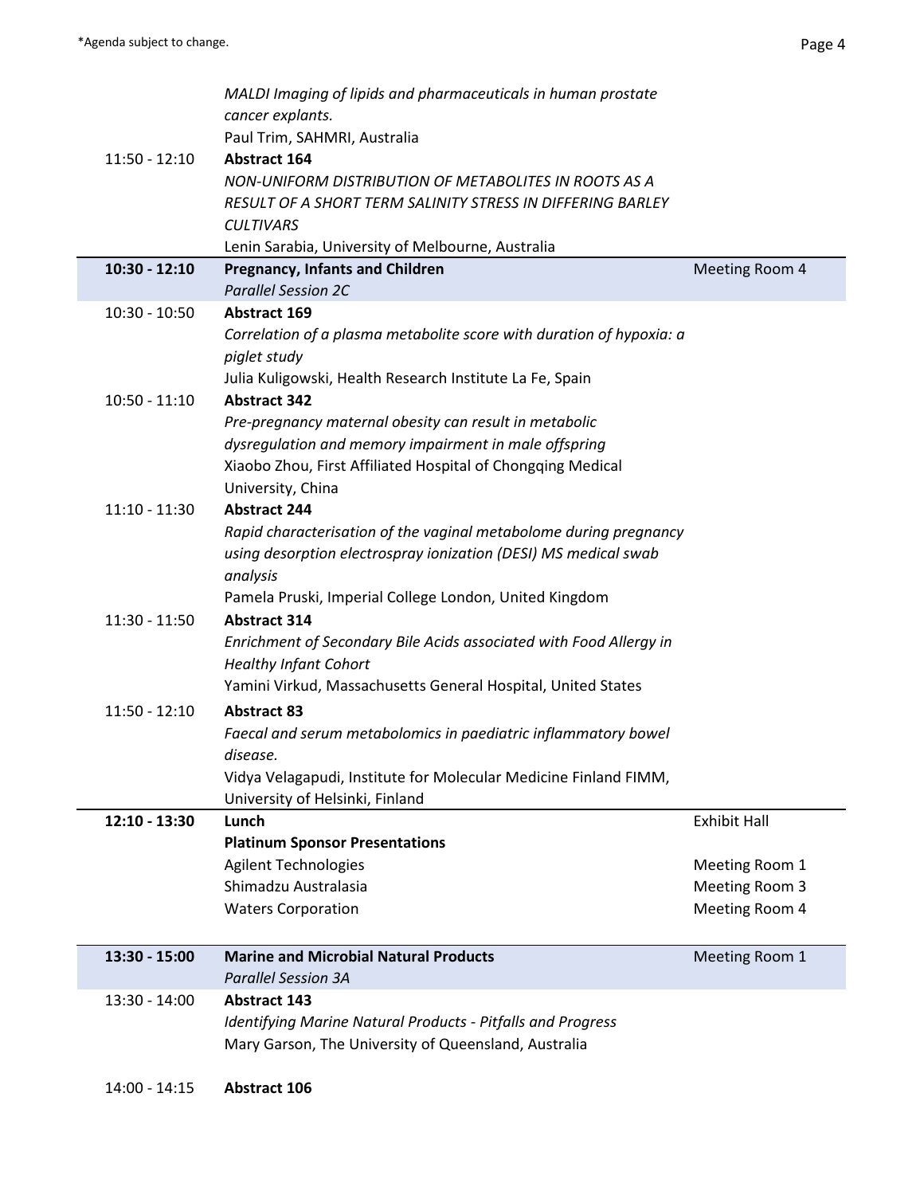| | | |
|---|---|---|
| | *MALDI Imaging of lipids and pharmaceuticals in human prostate cancer explants.*<br>Paul Trim, SAHMRI, Australia | |
| 11:50 - 12:10 | **Abstract 164**<br>*NON-UNIFORM DISTRIBUTION OF METABOLITES IN ROOTS AS A RESULT OF A SHORT TERM SALINITY STRESS IN DIFFERING BARLEY CULTIVARS*<br>Lenin Sarabia, University of Melbourne, Australia | |
| **10:30 - 12:10** | **Pregnancy, Infants and Children**<br>*Parallel Session 2C* | Meeting Room 4 |
| 10:30 - 10:50 | **Abstract 169**<br>*Correlation of a plasma metabolite score with duration of hypoxia: a piglet study*<br>Julia Kuligowski, Health Research Institute La Fe, Spain | |
| 10:50 - 11:10 | **Abstract 342**<br>*Pre-pregnancy maternal obesity can result in metabolic dysregulation and memory impairment in male offspring*<br>Xiaobo Zhou, First Affiliated Hospital of Chongqing Medical University, China | |
| 11:10 - 11:30 | **Abstract 244**<br>*Rapid characterisation of the vaginal metabolome during pregnancy using desorption electrospray ionization (DESI) MS medical swab analysis*<br>Pamela Pruski, Imperial College London, United Kingdom | |
| 11:30 - 11:50 | **Abstract 314**<br>*Enrichment of Secondary Bile Acids associated with Food Allergy in Healthy Infant Cohort*<br>Yamini Virkud, Massachusetts General Hospital, United States | |
| 11:50 - 12:10 | **Abstract 83**<br>*Faecal and serum metabolomics in paediatric inflammatory bowel disease.*<br>Vidya Velagapudi, Institute for Molecular Medicine Finland FIMM, University of Helsinki, Finland | |
| **12:10 - 13:30** | **Lunch** | Exhibit Hall |
| | **Platinum Sponsor Presentations** | |
| | Agilent Technologies | Meeting Room 1 |
| | Shimadzu Australasia | Meeting Room 3 |
| | Waters Corporation | Meeting Room 4 |
| **13:30 - 15:00** | **Marine and Microbial Natural Products**<br>*Parallel Session 3A* | Meeting Room 1 |
| 13:30 - 14:00 | **Abstract 143**<br>*Identifying Marine Natural Products - Pitfalls and Progress*<br>Mary Garson, The University of Queensland, Australia | |
| 14:00 - 14:15 | **Abstract 106** | |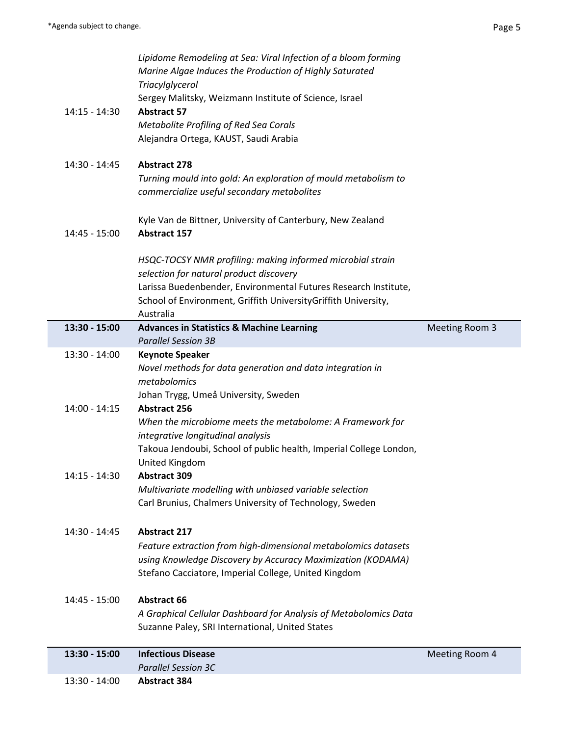| | | |
|---|---|---|
| | *Lipidome Remodeling at Sea: Viral Infection of a bloom forming Marine Algae Induces the Production of Highly Saturated Triacylglycerol*<br>Sergey Malitsky, Weizmann Institute of Science, Israel | |
| 14:15 - 14:30 | **Abstract 57**<br>*Metabolite Profiling of Red Sea Corals*<br>Alejandra Ortega, KAUST, Saudi Arabia | |
| 14:30 - 14:45 | **Abstract 278**<br>*Turning mould into gold: An exploration of mould metabolism to commercialize useful secondary metabolites*<br>Kyle Van de Bittner, University of Canterbury, New Zealand | |
| 14:45 - 15:00 | **Abstract 157**<br>*HSQC-TOCSY NMR profiling: making informed microbial strain selection for natural product discovery*<br>Larissa Buedenbender, Environmental Futures Research Institute, School of Environment, Griffith UniversityGriffith University, Australia | |
| **13:30 - 15:00** | **Advances in Statistics & Machine Learning**<br>*Parallel Session 3B* | Meeting Room 3 |
| 13:30 - 14:00 | **Keynote Speaker**<br>*Novel methods for data generation and data integration in metabolomics*<br>Johan Trygg, Umeå University, Sweden | |
| 14:00 - 14:15 | **Abstract 256**<br>*When the microbiome meets the metabolome: A Framework for integrative longitudinal analysis*<br>Takoua Jendoubi, School of public health, Imperial College London, United Kingdom | |
| 14:15 - 14:30 | **Abstract 309**<br>*Multivariate modelling with unbiased variable selection*<br>Carl Brunius, Chalmers University of Technology, Sweden | |
| 14:30 - 14:45 | **Abstract 217**<br>*Feature extraction from high-dimensional metabolomics datasets using Knowledge Discovery by Accuracy Maximization (KODAMA)*<br>Stefano Cacciatore, Imperial College, United Kingdom | |
| 14:45 - 15:00 | **Abstract 66**<br>*A Graphical Cellular Dashboard for Analysis of Metabolomics Data*<br>Suzanne Paley, SRI International, United States | |
| **13:30 - 15:00** | **Infectious Disease**<br>*Parallel Session 3C* | Meeting Room 4 |
| 13:30 - 14:00 | **Abstract 384** | |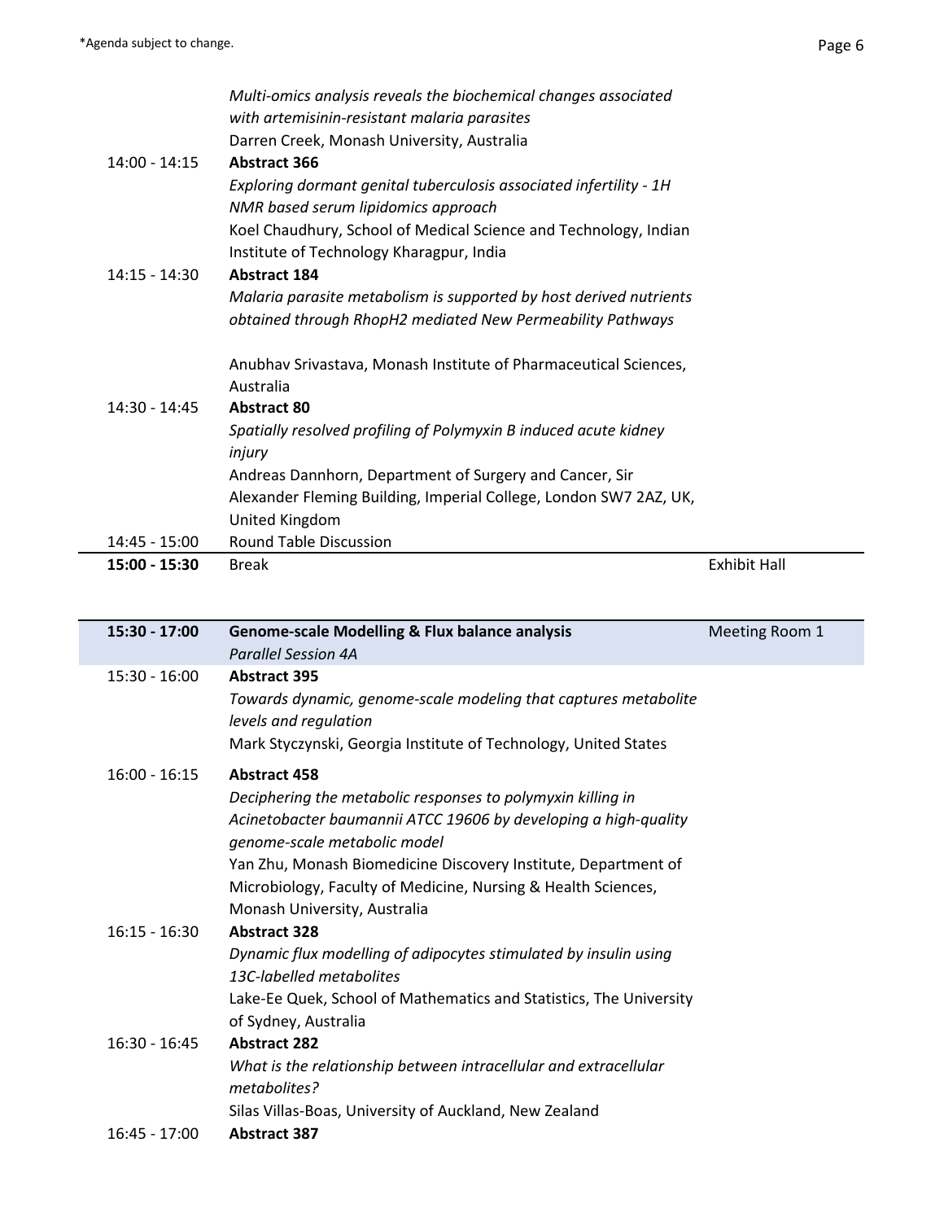| | | |
|---|---|---|
| | *Multi-omics analysis reveals the biochemical changes associated with artemisinin-resistant malaria parasites*<br>Darren Creek, Monash University, Australia | |
| 14:00 - 14:15 | **Abstract 366**<br>*Exploring dormant genital tuberculosis associated infertility - 1H NMR based serum lipidomics approach*<br>Koel Chaudhury, School of Medical Science and Technology, Indian Institute of Technology Kharagpur, India | |
| 14:15 - 14:30 | **Abstract 184**<br>*Malaria parasite metabolism is supported by host derived nutrients obtained through RhopH2 mediated New Permeability Pathways*<br>Anubhav Srivastava, Monash Institute of Pharmaceutical Sciences, Australia | |
| 14:30 - 14:45 | **Abstract 80**<br>*Spatially resolved profiling of Polymyxin B induced acute kidney injury*<br>Andreas Dannhorn, Department of Surgery and Cancer, Sir Alexander Fleming Building, Imperial College, London SW7 2AZ, UK, United Kingdom | |
| 14:45 - 15:00 | Round Table Discussion | |
| **15:00 - 15:30** | Break | Exhibit Hall |

| | | |
|---|---|---|
| **15:30 - 17:00** | **Genome-scale Modelling & Flux balance analysis**<br>*Parallel Session 4A* | Meeting Room 1 |
| 15:30 - 16:00 | **Abstract 395**<br>*Towards dynamic, genome-scale modeling that captures metabolite levels and regulation*<br>Mark Styczynski, Georgia Institute of Technology, United States | |
| 16:00 - 16:15 | **Abstract 458**<br>*Deciphering the metabolic responses to polymyxin killing in Acinetobacter baumannii ATCC 19606 by developing a high-quality genome-scale metabolic model*<br>Yan Zhu, Monash Biomedicine Discovery Institute, Department of Microbiology, Faculty of Medicine, Nursing & Health Sciences, Monash University, Australia | |
| 16:15 - 16:30 | **Abstract 328**<br>*Dynamic flux modelling of adipocytes stimulated by insulin using 13C-labelled metabolites*<br>Lake-Ee Quek, School of Mathematics and Statistics, The University of Sydney, Australia | |
| 16:30 - 16:45 | **Abstract 282**<br>*What is the relationship between intracellular and extracellular metabolites?*<br>Silas Villas-Boas, University of Auckland, New Zealand | |
| 16:45 - 17:00 | **Abstract 387** | |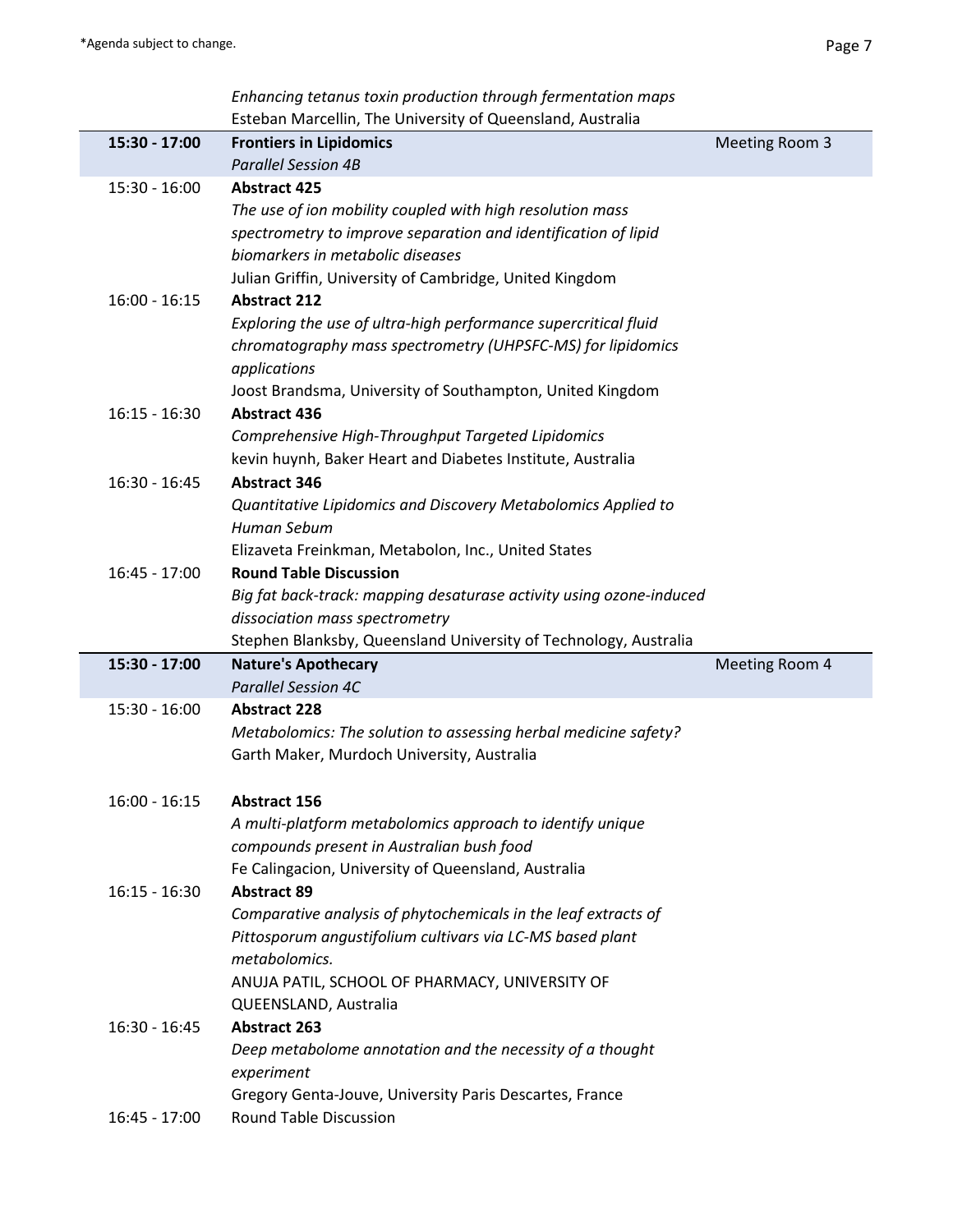| | | |
|---|---|---|
| | *Enhancing tetanus toxin production through fermentation maps*<br>Esteban Marcellin, The University of Queensland, Australia | |
| **15:30 - 17:00** | **Frontiers in Lipidomics**<br>*Parallel Session 4B* | Meeting Room 3 |
| 15:30 - 16:00 | **Abstract 425**<br>*The use of ion mobility coupled with high resolution mass spectrometry to improve separation and identification of lipid biomarkers in metabolic diseases*<br>Julian Griffin, University of Cambridge, United Kingdom | |
| 16:00 - 16:15 | **Abstract 212**<br>*Exploring the use of ultra-high performance supercritical fluid chromatography mass spectrometry (UHPSFC-MS) for lipidomics applications*<br>Joost Brandsma, University of Southampton, United Kingdom | |
| 16:15 - 16:30 | **Abstract 436**<br>*Comprehensive High-Throughput Targeted Lipidomics*<br>kevin huynh, Baker Heart and Diabetes Institute, Australia | |
| 16:30 - 16:45 | **Abstract 346**<br>*Quantitative Lipidomics and Discovery Metabolomics Applied to Human Sebum*<br>Elizaveta Freinkman, Metabolon, Inc., United States | |
| 16:45 - 17:00 | **Round Table Discussion**<br>*Big fat back-track: mapping desaturase activity using ozone-induced dissociation mass spectrometry*<br>Stephen Blanksby, Queensland University of Technology, Australia | |
| **15:30 - 17:00** | **Nature's Apothecary**<br>*Parallel Session 4C* | Meeting Room 4 |
| 15:30 - 16:00 | **Abstract 228**<br>*Metabolomics: The solution to assessing herbal medicine safety?*<br>Garth Maker, Murdoch University, Australia | |
| 16:00 - 16:15 | **Abstract 156**<br>*A multi-platform metabolomics approach to identify unique compounds present in Australian bush food*<br>Fe Calingacion, University of Queensland, Australia | |
| 16:15 - 16:30 | **Abstract 89**<br>*Comparative analysis of phytochemicals in the leaf extracts of Pittosporum angustifolium cultivars via LC-MS based plant metabolomics.*<br>ANUJA PATIL, SCHOOL OF PHARMACY, UNIVERSITY OF QUEENSLAND, Australia | |
| 16:30 - 16:45 | **Abstract 263**<br>*Deep metabolome annotation and the necessity of a thought experiment*<br>Gregory Genta-Jouve, University Paris Descartes, France | |
| 16:45 - 17:00 | Round Table Discussion | |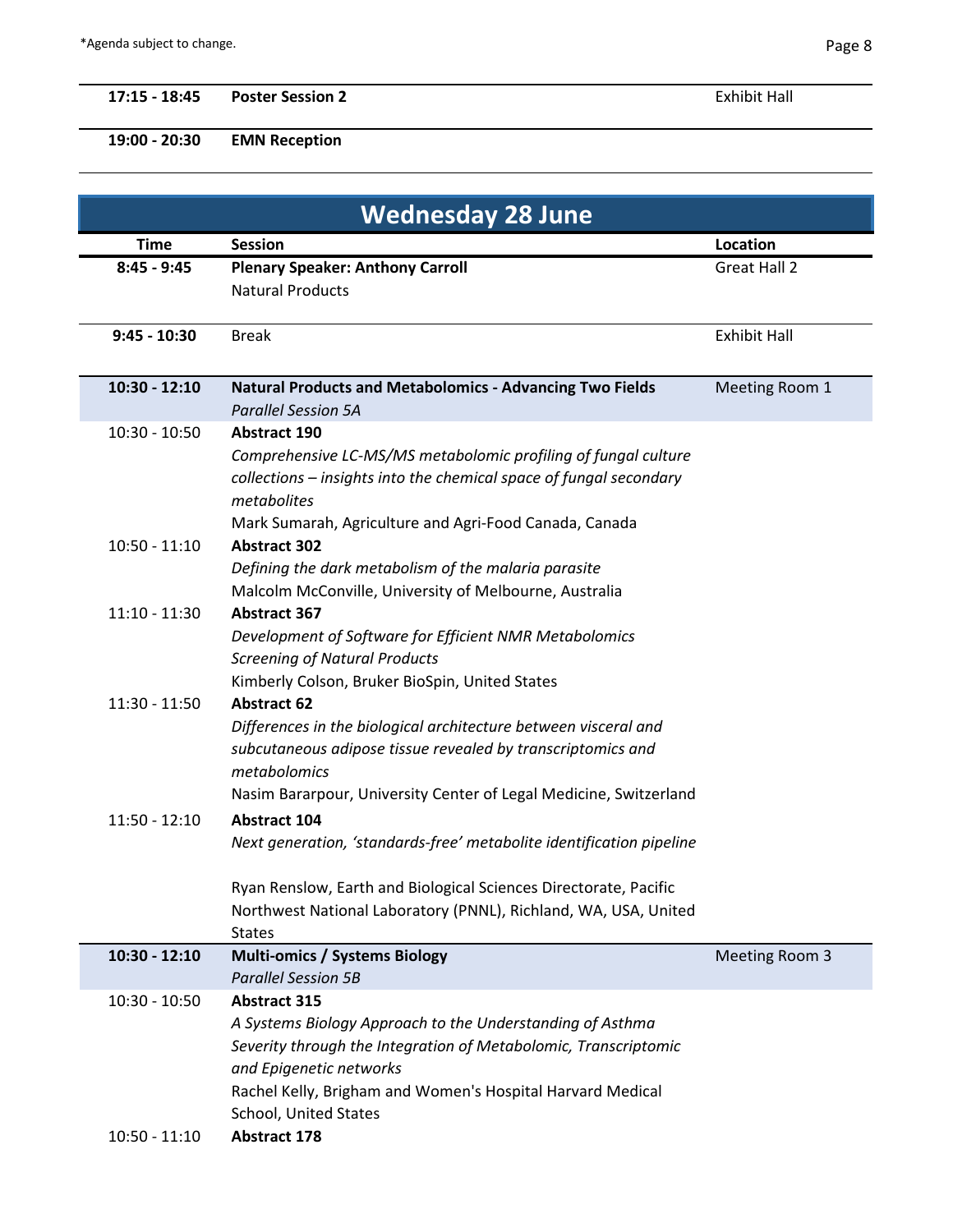*Agenda subject to change.

| | | |
|---|---|---|
| **17:15 - 18:45** | **Poster Session 2** | Exhibit Hall |
| **19:00 - 20:30** | **EMN Reception** | |

## Wednesday 28 June

| Time | Session | Location |
|---|---|---|
| **8:45 - 9:45** | **Plenary Speaker: Anthony Carroll**<br>Natural Products | Great Hall 2 |
| **9:45 - 10:30** | Break | Exhibit Hall |
| **10:30 - 12:10** | **Natural Products and Metabolomics - Advancing Two Fields**<br>*Parallel Session 5A* | Meeting Room 1 |
| 10:30 - 10:50 | **Abstract 190**<br>*Comprehensive LC-MS/MS metabolomic profiling of fungal culture collections – insights into the chemical space of fungal secondary metabolites*<br>Mark Sumarah, Agriculture and Agri-Food Canada, Canada | |
| 10:50 - 11:10 | **Abstract 302**<br>*Defining the dark metabolism of the malaria parasite*<br>Malcolm McConville, University of Melbourne, Australia | |
| 11:10 - 11:30 | **Abstract 367**<br>*Development of Software for Efficient NMR Metabolomics Screening of Natural Products*<br>Kimberly Colson, Bruker BioSpin, United States | |
| 11:30 - 11:50 | **Abstract 62**<br>*Differences in the biological architecture between visceral and subcutaneous adipose tissue revealed by transcriptomics and metabolomics*<br>Nasim Bararpour, University Center of Legal Medicine, Switzerland | |
| 11:50 - 12:10 | **Abstract 104**<br>*Next generation, 'standards-free' metabolite identification pipeline*<br>Ryan Renslow, Earth and Biological Sciences Directorate, Pacific Northwest National Laboratory (PNNL), Richland, WA, USA, United States | |
| **10:30 - 12:10** | **Multi-omics / Systems Biology**<br>*Parallel Session 5B* | Meeting Room 3 |
| 10:30 - 10:50 | **Abstract 315**<br>*A Systems Biology Approach to the Understanding of Asthma Severity through the Integration of Metabolomic, Transcriptomic and Epigenetic networks*<br>Rachel Kelly, Brigham and Women's Hospital Harvard Medical School, United States | |
| 10:50 - 11:10 | **Abstract 178** | |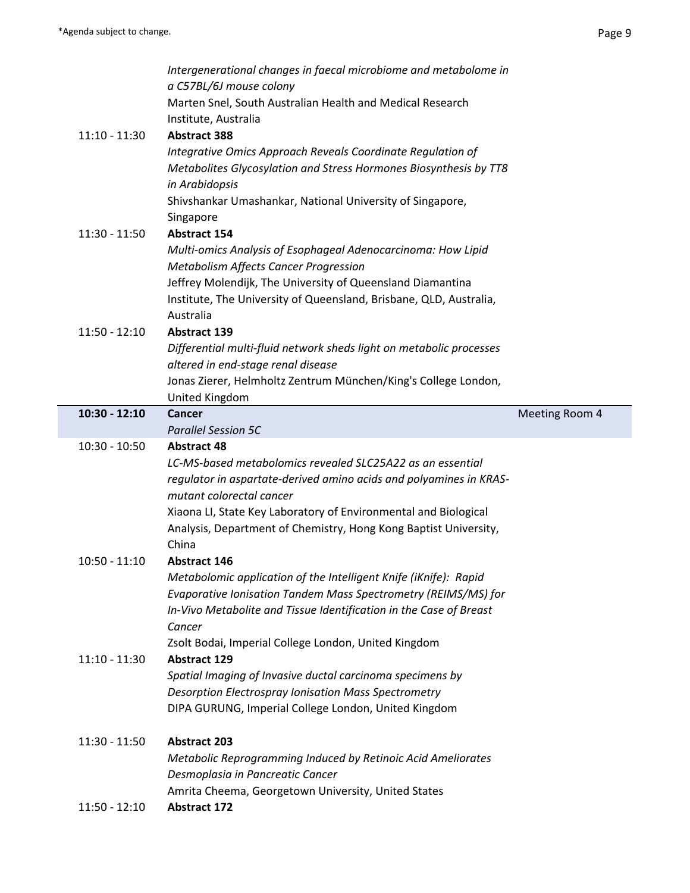*Intergenerational changes in faecal microbiome and metabolome in a C57BL/6J mouse colony*
Marten Snel, South Australian Health and Medical Research Institute, Australia

11:10 - 11:30 **Abstract 388**
*Integrative Omics Approach Reveals Coordinate Regulation of Metabolites Glycosylation and Stress Hormones Biosynthesis by TT8 in Arabidopsis*
Shivshankar Umashankar, National University of Singapore, Singapore

11:30 - 11:50 **Abstract 154**
*Multi-omics Analysis of Esophageal Adenocarcinoma: How Lipid Metabolism Affects Cancer Progression*
Jeffrey Molendijk, The University of Queensland Diamantina Institute, The University of Queensland, Brisbane, QLD, Australia, Australia

11:50 - 12:10 **Abstract 139**
*Differential multi-fluid network sheds light on metabolic processes altered in end-stage renal disease*
Jonas Zierer, Helmholtz Zentrum München/King's College London, United Kingdom

| **10:30 - 12:10** | **Cancer** *Parallel Session 5C* | Meeting Room 4 |
|---|---|---|

10:30 - 10:50 **Abstract 48**
*LC-MS-based metabolomics revealed SLC25A22 as an essential regulator in aspartate-derived amino acids and polyamines in KRAS-mutant colorectal cancer*
Xiaona LI, State Key Laboratory of Environmental and Biological Analysis, Department of Chemistry, Hong Kong Baptist University, China

10:50 - 11:10 **Abstract 146**
*Metabolomic application of the Intelligent Knife (iKnife): Rapid Evaporative Ionisation Tandem Mass Spectrometry (REIMS/MS) for In-Vivo Metabolite and Tissue Identification in the Case of Breast Cancer*
Zsolt Bodai, Imperial College London, United Kingdom

11:10 - 11:30 **Abstract 129**
*Spatial Imaging of Invasive ductal carcinoma specimens by Desorption Electrospray Ionisation Mass Spectrometry*
DIPA GURUNG, Imperial College London, United Kingdom

11:30 - 11:50 **Abstract 203**
*Metabolic Reprogramming Induced by Retinoic Acid Ameliorates Desmoplasia in Pancreatic Cancer*
Amrita Cheema, Georgetown University, United States

11:50 - 12:10 **Abstract 172**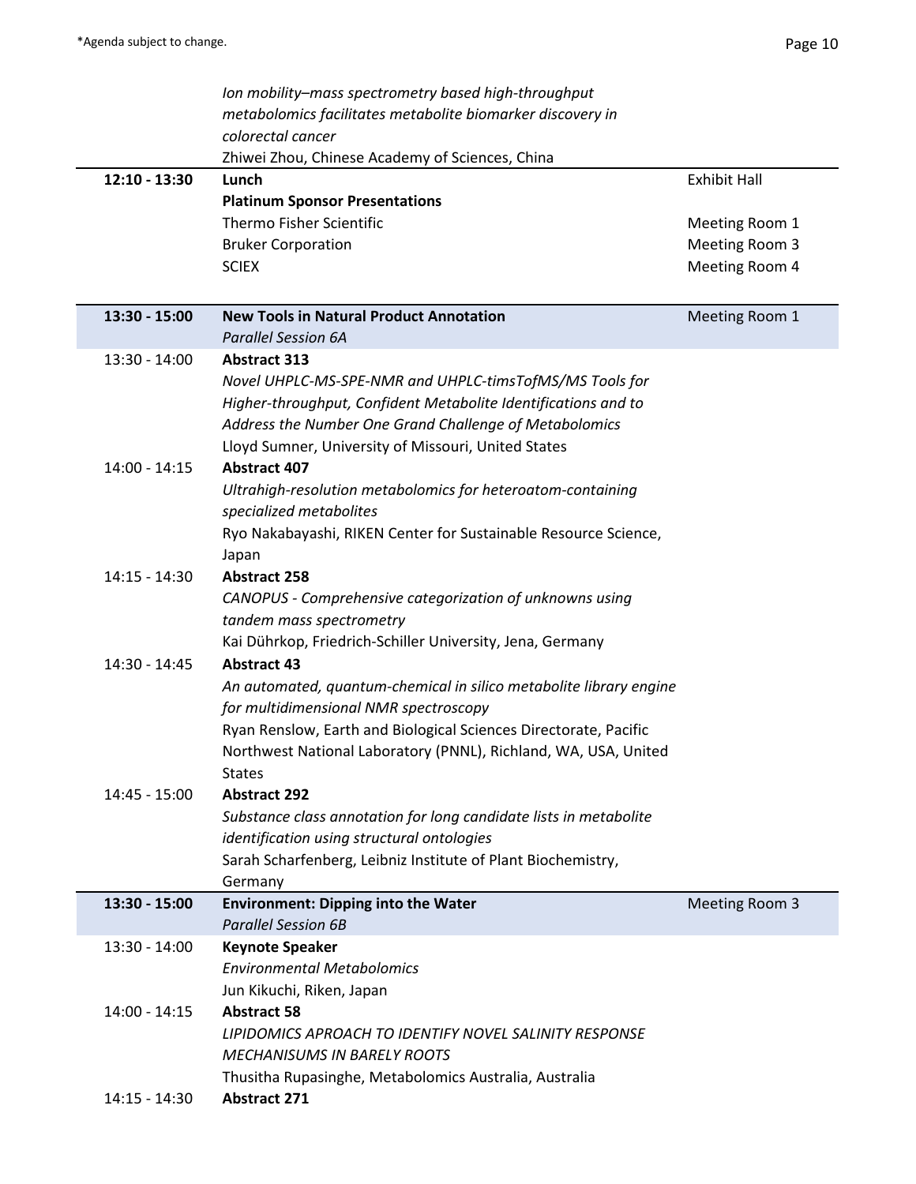| | | |
|---|---|---|
| | *Ion mobility–mass spectrometry based high-throughput metabolomics facilitates metabolite biomarker discovery in colorectal cancer*<br>Zhiwei Zhou, Chinese Academy of Sciences, China | |
| **12:10 - 13:30** | **Lunch** | Exhibit Hall |
| | **Platinum Sponsor Presentations** | |
| | Thermo Fisher Scientific | Meeting Room 1 |
| | Bruker Corporation | Meeting Room 3 |
| | SCIEX | Meeting Room 4 |
| **13:30 - 15:00** | **New Tools in Natural Product Annotation**<br>*Parallel Session 6A* | Meeting Room 1 |
| 13:30 - 14:00 | **Abstract 313**<br>*Novel UHPLC-MS-SPE-NMR and UHPLC-timsTofMS/MS Tools for Higher-throughput, Confident Metabolite Identifications and to Address the Number One Grand Challenge of Metabolomics*<br>Lloyd Sumner, University of Missouri, United States | |
| 14:00 - 14:15 | **Abstract 407**<br>*Ultrahigh-resolution metabolomics for heteroatom-containing specialized metabolites*<br>Ryo Nakabayashi, RIKEN Center for Sustainable Resource Science, Japan | |
| 14:15 - 14:30 | **Abstract 258**<br>*CANOPUS - Comprehensive categorization of unknowns using tandem mass spectrometry*<br>Kai Dührkop, Friedrich-Schiller University, Jena, Germany | |
| 14:30 - 14:45 | **Abstract 43**<br>*An automated, quantum-chemical in silico metabolite library engine for multidimensional NMR spectroscopy*<br>Ryan Renslow, Earth and Biological Sciences Directorate, Pacific Northwest National Laboratory (PNNL), Richland, WA, USA, United States | |
| 14:45 - 15:00 | **Abstract 292**<br>*Substance class annotation for long candidate lists in metabolite identification using structural ontologies*<br>Sarah Scharfenberg, Leibniz Institute of Plant Biochemistry, Germany | |
| **13:30 - 15:00** | **Environment: Dipping into the Water**<br>*Parallel Session 6B* | Meeting Room 3 |
| 13:30 - 14:00 | **Keynote Speaker**<br>*Environmental Metabolomics*<br>Jun Kikuchi, Riken, Japan | |
| 14:00 - 14:15 | **Abstract 58**<br>*LIPIDOMICS APROACH TO IDENTIFY NOVEL SALINITY RESPONSE MECHANISUMS IN BARELY ROOTS*<br>Thusitha Rupasinghe, Metabolomics Australia, Australia | |
| 14:15 - 14:30 | **Abstract 271** | |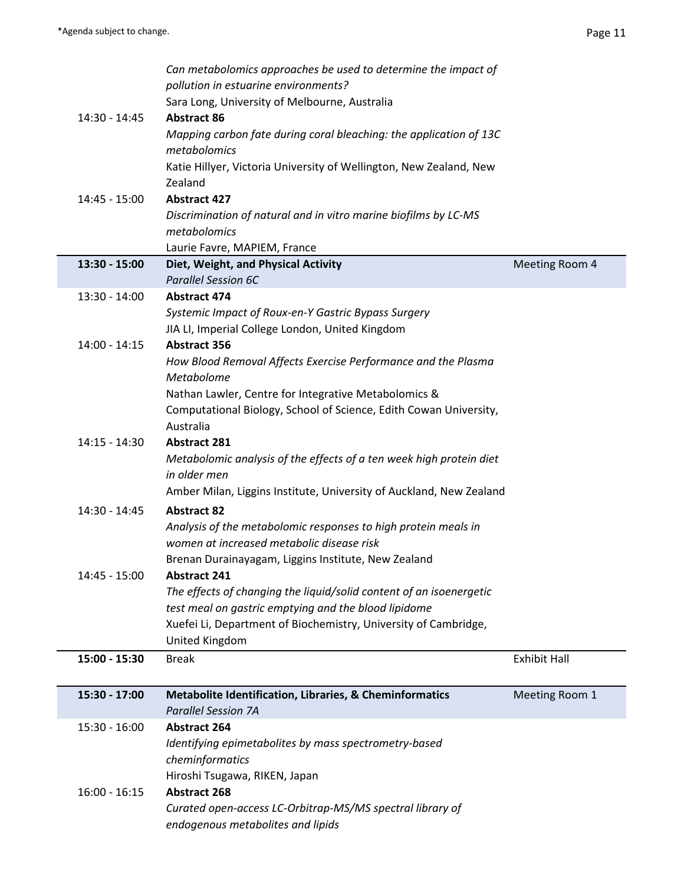|  |  |  |
|---|---|---|
|  | *Can metabolomics approaches be used to determine the impact of pollution in estuarine environments?*<br>Sara Long, University of Melbourne, Australia |  |
| 14:30 - 14:45 | **Abstract 86**<br>*Mapping carbon fate during coral bleaching: the application of 13C metabolomics*<br>Katie Hillyer, Victoria University of Wellington, New Zealand, New Zealand |  |
| 14:45 - 15:00 | **Abstract 427**<br>*Discrimination of natural and in vitro marine biofilms by LC-MS metabolomics*<br>Laurie Favre, MAPIEM, France |  |
| **13:30 - 15:00** | **Diet, Weight, and Physical Activity**<br>*Parallel Session 6C* | Meeting Room 4 |
| 13:30 - 14:00 | **Abstract 474**<br>*Systemic Impact of Roux-en-Y Gastric Bypass Surgery*<br>JIA LI, Imperial College London, United Kingdom |  |
| 14:00 - 14:15 | **Abstract 356**<br>*How Blood Removal Affects Exercise Performance and the Plasma Metabolome*<br>Nathan Lawler, Centre for Integrative Metabolomics & Computational Biology, School of Science, Edith Cowan University, Australia |  |
| 14:15 - 14:30 | **Abstract 281**<br>*Metabolomic analysis of the effects of a ten week high protein diet in older men*<br>Amber Milan, Liggins Institute, University of Auckland, New Zealand |  |
| 14:30 - 14:45 | **Abstract 82**<br>*Analysis of the metabolomic responses to high protein meals in women at increased metabolic disease risk*<br>Brenan Durainayagam, Liggins Institute, New Zealand |  |
| 14:45 - 15:00 | **Abstract 241**<br>*The effects of changing the liquid/solid content of an isoenergetic test meal on gastric emptying and the blood lipidome*<br>Xuefei Li, Department of Biochemistry, University of Cambridge, United Kingdom |  |
| **15:00 - 15:30** | Break | Exhibit Hall |
| **15:30 - 17:00** | **Metabolite Identification, Libraries, & Cheminformatics**<br>*Parallel Session 7A* | Meeting Room 1 |
| 15:30 - 16:00 | **Abstract 264**<br>*Identifying epimetabolites by mass spectrometry-based cheminformatics*<br>Hiroshi Tsugawa, RIKEN, Japan |  |
| 16:00 - 16:15 | **Abstract 268**<br>*Curated open-access LC-Orbitrap-MS/MS spectral library of endogenous metabolites and lipids* |  |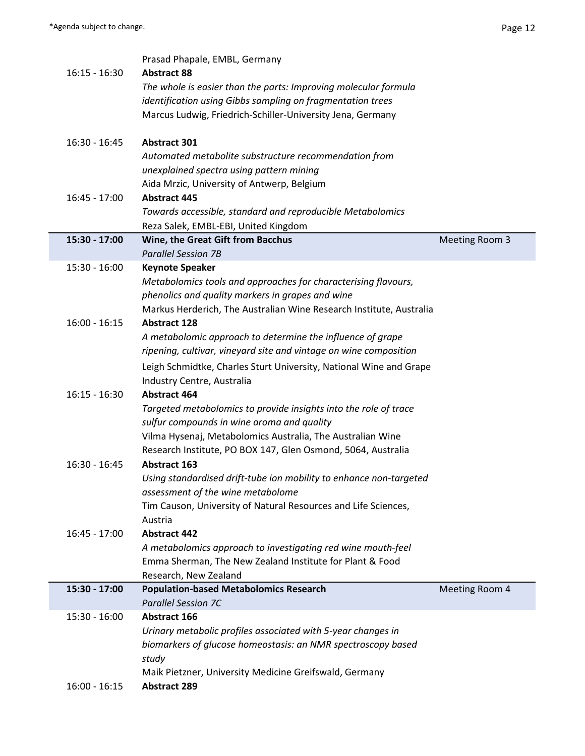| | | |
|---|---|---|
| | Prasad Phapale, EMBL, Germany | |
| 16:15 - 16:30 | **Abstract 88**<br>*The whole is easier than the parts: Improving molecular formula identification using Gibbs sampling on fragmentation trees*<br>Marcus Ludwig, Friedrich-Schiller-University Jena, Germany | |
| 16:30 - 16:45 | **Abstract 301**<br>*Automated metabolite substructure recommendation from unexplained spectra using pattern mining*<br>Aida Mrzic, University of Antwerp, Belgium | |
| 16:45 - 17:00 | **Abstract 445**<br>*Towards accessible, standard and reproducible Metabolomics*<br>Reza Salek, EMBL-EBI, United Kingdom | |
| **15:30 - 17:00** | **Wine, the Great Gift from Bacchus**<br>*Parallel Session 7B* | Meeting Room 3 |
| 15:30 - 16:00 | **Keynote Speaker**<br>*Metabolomics tools and approaches for characterising flavours, phenolics and quality markers in grapes and wine*<br>Markus Herderich, The Australian Wine Research Institute, Australia | |
| 16:00 - 16:15 | **Abstract 128**<br>*A metabolomic approach to determine the influence of grape ripening, cultivar, vineyard site and vintage on wine composition*<br>Leigh Schmidtke, Charles Sturt University, National Wine and Grape Industry Centre, Australia | |
| 16:15 - 16:30 | **Abstract 464**<br>*Targeted metabolomics to provide insights into the role of trace sulfur compounds in wine aroma and quality*<br>Vilma Hysenaj, Metabolomics Australia, The Australian Wine Research Institute, PO BOX 147, Glen Osmond, 5064, Australia | |
| 16:30 - 16:45 | **Abstract 163**<br>*Using standardised drift-tube ion mobility to enhance non-targeted assessment of the wine metabolome*<br>Tim Causon, University of Natural Resources and Life Sciences, Austria | |
| 16:45 - 17:00 | **Abstract 442**<br>*A metabolomics approach to investigating red wine mouth-feel*<br>Emma Sherman, The New Zealand Institute for Plant & Food Research, New Zealand | |
| **15:30 - 17:00** | **Population-based Metabolomics Research**<br>*Parallel Session 7C* | Meeting Room 4 |
| 15:30 - 16:00 | **Abstract 166**<br>*Urinary metabolic profiles associated with 5-year changes in biomarkers of glucose homeostasis: an NMR spectroscopy based study*<br>Maik Pietzner, University Medicine Greifswald, Germany | |
| 16:00 - 16:15 | **Abstract 289** | |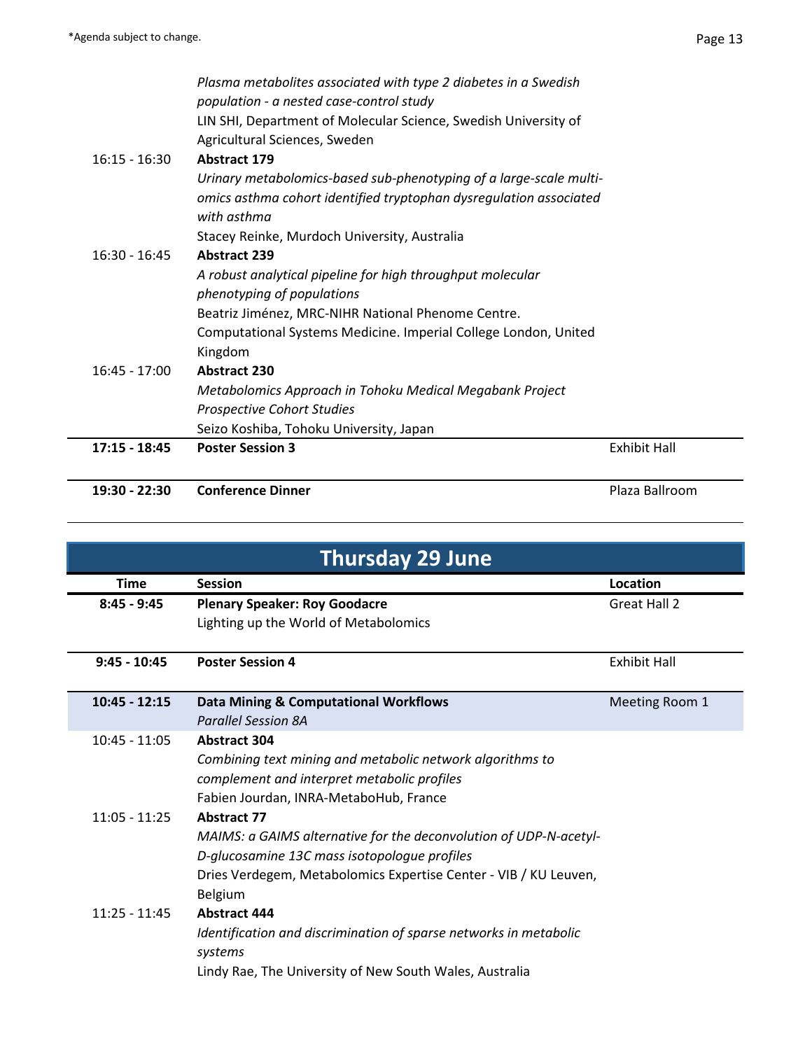*Agenda subject to change.

| | | |
|---|---|---|
| | *Plasma metabolites associated with type 2 diabetes in a Swedish population - a nested case-control study*<br>LIN SHI, Department of Molecular Science, Swedish University of Agricultural Sciences, Sweden | |
| 16:15 - 16:30 | **Abstract 179**<br>*Urinary metabolomics-based sub-phenotyping of a large-scale multi-omics asthma cohort identified tryptophan dysregulation associated with asthma*<br>Stacey Reinke, Murdoch University, Australia | |
| 16:30 - 16:45 | **Abstract 239**<br>*A robust analytical pipeline for high throughput molecular phenotyping of populations*<br>Beatriz Jiménez, MRC-NIHR National Phenome Centre. Computational Systems Medicine. Imperial College London, United Kingdom | |
| 16:45 - 17:00 | **Abstract 230**<br>*Metabolomics Approach in Tohoku Medical Megabank Project Prospective Cohort Studies*<br>Seizo Koshiba, Tohoku University, Japan | |
| **17:15 - 18:45** | **Poster Session 3** | Exhibit Hall |
| **19:30 - 22:30** | **Conference Dinner** | Plaza Ballroom |

## Thursday 29 June

| Time | Session | Location |
|---|---|---|
| **8:45 - 9:45** | **Plenary Speaker: Roy Goodacre**<br>Lighting up the World of Metabolomics | Great Hall 2 |
| **9:45 - 10:45** | **Poster Session 4** | Exhibit Hall |
| **10:45 - 12:15** | **Data Mining & Computational Workflows**<br>*Parallel Session 8A* | Meeting Room 1 |
| 10:45 - 11:05 | **Abstract 304**<br>*Combining text mining and metabolic network algorithms to complement and interpret metabolic profiles*<br>Fabien Jourdan, INRA-MetaboHub, France | |
| 11:05 - 11:25 | **Abstract 77**<br>*MAIMS: a GAIMS alternative for the deconvolution of UDP-N-acetyl-D-glucosamine 13C mass isotopologue profiles*<br>Dries Verdegem, Metabolomics Expertise Center - VIB / KU Leuven, Belgium | |
| 11:25 - 11:45 | **Abstract 444**<br>*Identification and discrimination of sparse networks in metabolic systems*<br>Lindy Rae, The University of New South Wales, Australia | |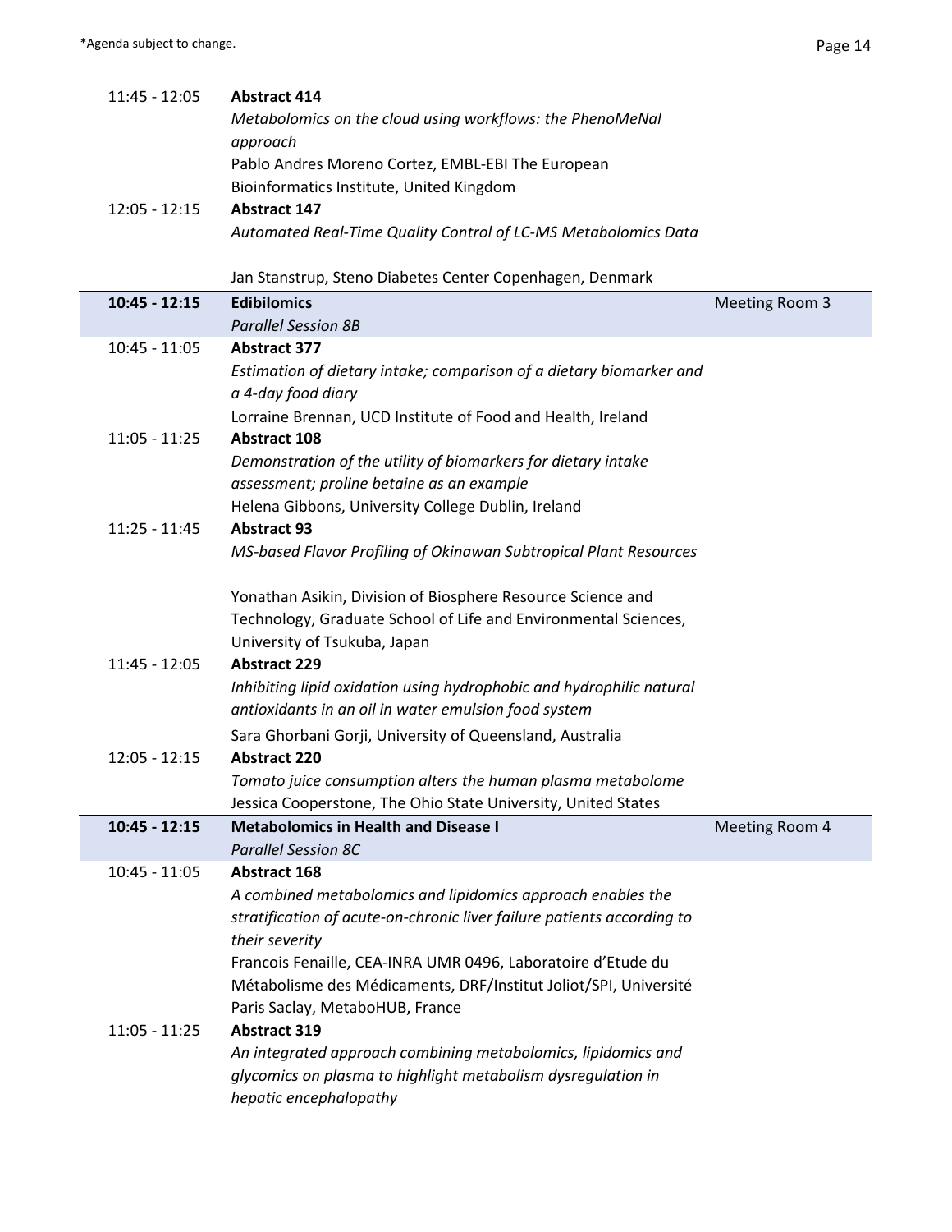| | | |
|---|---|---|
| 11:45 - 12:05 | **Abstract 414**<br>*Metabolomics on the cloud using workflows: the PhenoMeNal approach*<br>Pablo Andres Moreno Cortez, EMBL-EBI The European Bioinformatics Institute, United Kingdom | |
| 12:05 - 12:15 | **Abstract 147**<br>*Automated Real-Time Quality Control of LC-MS Metabolomics Data*<br>Jan Stanstrup, Steno Diabetes Center Copenhagen, Denmark | |
| **10:45 - 12:15** | **Edibilomics**<br>*Parallel Session 8B* | Meeting Room 3 |
| 10:45 - 11:05 | **Abstract 377**<br>*Estimation of dietary intake; comparison of a dietary biomarker and a 4-day food diary*<br>Lorraine Brennan, UCD Institute of Food and Health, Ireland | |
| 11:05 - 11:25 | **Abstract 108**<br>*Demonstration of the utility of biomarkers for dietary intake assessment; proline betaine as an example*<br>Helena Gibbons, University College Dublin, Ireland | |
| 11:25 - 11:45 | **Abstract 93**<br>*MS-based Flavor Profiling of Okinawan Subtropical Plant Resources*<br>Yonathan Asikin, Division of Biosphere Resource Science and Technology, Graduate School of Life and Environmental Sciences, University of Tsukuba, Japan | |
| 11:45 - 12:05 | **Abstract 229**<br>*Inhibiting lipid oxidation using hydrophobic and hydrophilic natural antioxidants in an oil in water emulsion food system*<br>Sara Ghorbani Gorji, University of Queensland, Australia | |
| 12:05 - 12:15 | **Abstract 220**<br>*Tomato juice consumption alters the human plasma metabolome*<br>Jessica Cooperstone, The Ohio State University, United States | |
| **10:45 - 12:15** | **Metabolomics in Health and Disease I**<br>*Parallel Session 8C* | Meeting Room 4 |
| 10:45 - 11:05 | **Abstract 168**<br>*A combined metabolomics and lipidomics approach enables the stratification of acute-on-chronic liver failure patients according to their severity*<br>Francois Fenaille, CEA-INRA UMR 0496, Laboratoire d'Etude du Métabolisme des Médicaments, DRF/Institut Joliot/SPI, Université Paris Saclay, MetaboHUB, France | |
| 11:05 - 11:25 | **Abstract 319**<br>*An integrated approach combining metabolomics, lipidomics and glycomics on plasma to highlight metabolism dysregulation in hepatic encephalopathy* | |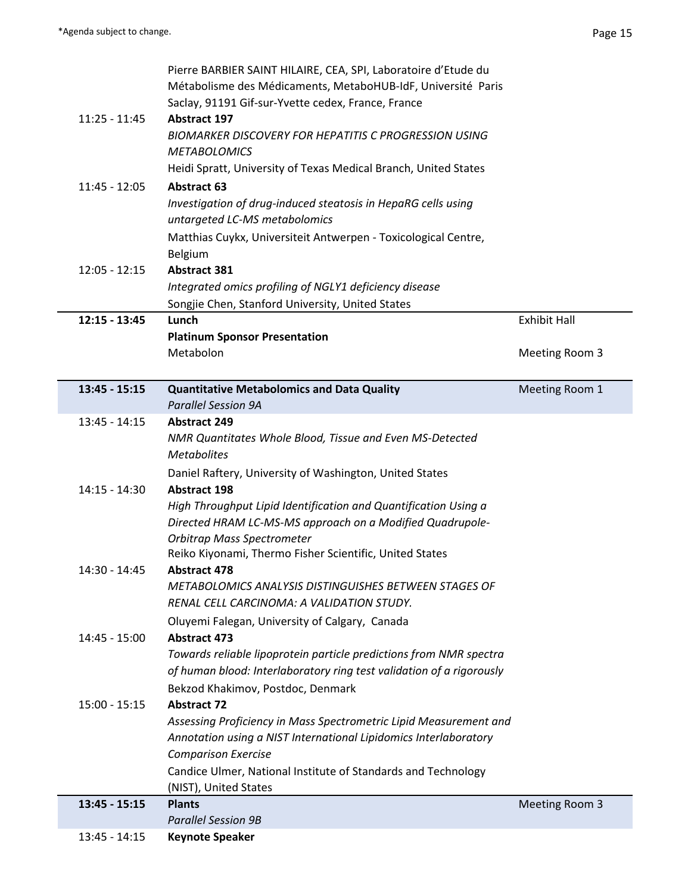| | | |
|---|---|---|
| | Pierre BARBIER SAINT HILAIRE, CEA, SPI, Laboratoire d'Etude du Métabolisme des Médicaments, MetaboHUB-IdF, Université Paris Saclay, 91191 Gif-sur-Yvette cedex, France, France | |
| 11:25 - 11:45 | **Abstract 197**<br>*BIOMARKER DISCOVERY FOR HEPATITIS C PROGRESSION USING METABOLOMICS*<br>Heidi Spratt, University of Texas Medical Branch, United States | |
| 11:45 - 12:05 | **Abstract 63**<br>*Investigation of drug-induced steatosis in HepaRG cells using untargeted LC-MS metabolomics*<br>Matthias Cuykx, Universiteit Antwerpen - Toxicological Centre, Belgium | |
| 12:05 - 12:15 | **Abstract 381**<br>*Integrated omics profiling of NGLY1 deficiency disease*<br>Songjie Chen, Stanford University, United States | |
| **12:15 - 13:45** | **Lunch** | Exhibit Hall |
| | **Platinum Sponsor Presentation**<br>Metabolon | Meeting Room 3 |
| **13:45 - 15:15** | **Quantitative Metabolomics and Data Quality**<br>*Parallel Session 9A* | Meeting Room 1 |
| 13:45 - 14:15 | **Abstract 249**<br>*NMR Quantitates Whole Blood, Tissue and Even MS-Detected Metabolites*<br>Daniel Raftery, University of Washington, United States | |
| 14:15 - 14:30 | **Abstract 198**<br>*High Throughput Lipid Identification and Quantification Using a Directed HRAM LC-MS-MS approach on a Modified Quadrupole-Orbitrap Mass Spectrometer*<br>Reiko Kiyonami, Thermo Fisher Scientific, United States | |
| 14:30 - 14:45 | **Abstract 478**<br>*METABOLOMICS ANALYSIS DISTINGUISHES BETWEEN STAGES OF RENAL CELL CARCINOMA: A VALIDATION STUDY.*<br>Oluyemi Falegan, University of Calgary, Canada | |
| 14:45 - 15:00 | **Abstract 473**<br>*Towards reliable lipoprotein particle predictions from NMR spectra of human blood: Interlaboratory ring test validation of a rigorously*<br>Bekzod Khakimov, Postdoc, Denmark | |
| 15:00 - 15:15 | **Abstract 72**<br>*Assessing Proficiency in Mass Spectrometric Lipid Measurement and Annotation using a NIST International Lipidomics Interlaboratory Comparison Exercise*<br>Candice Ulmer, National Institute of Standards and Technology (NIST), United States | |
| **13:45 - 15:15** | **Plants**<br>*Parallel Session 9B* | Meeting Room 3 |
| 13:45 - 14:15 | **Keynote Speaker** | |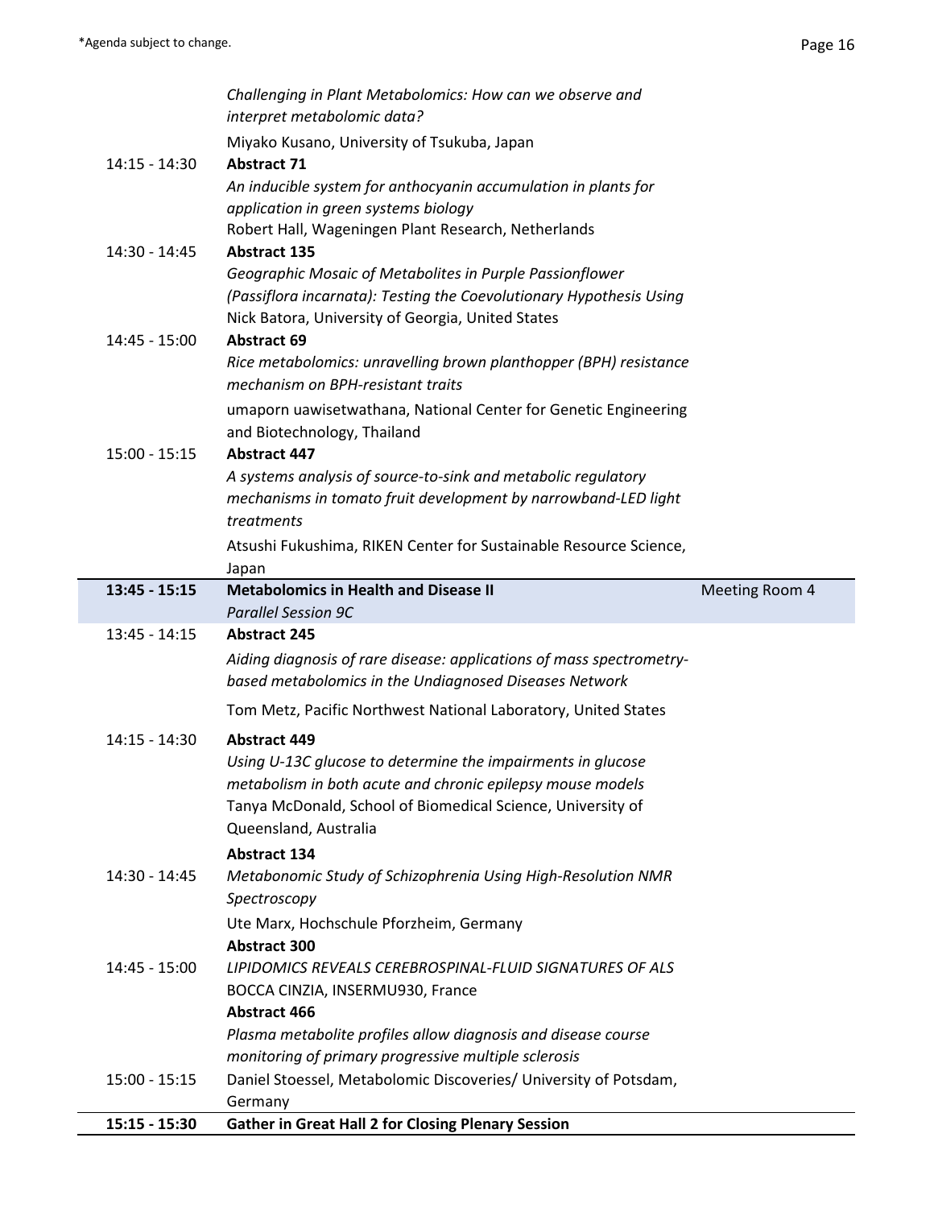| | | |
|---|---|---|
| | *Challenging in Plant Metabolomics: How can we observe and interpret metabolomic data?*<br>Miyako Kusano, University of Tsukuba, Japan | |
| 14:15 - 14:30 | **Abstract 71**<br>*An inducible system for anthocyanin accumulation in plants for application in green systems biology*<br>Robert Hall, Wageningen Plant Research, Netherlands | |
| 14:30 - 14:45 | **Abstract 135**<br>*Geographic Mosaic of Metabolites in Purple Passionflower (Passiflora incarnata): Testing the Coevolutionary Hypothesis Using*<br>Nick Batora, University of Georgia, United States | |
| 14:45 - 15:00 | **Abstract 69**<br>*Rice metabolomics: unravelling brown planthopper (BPH) resistance mechanism on BPH-resistant traits*<br>umaporn uawisetwathana, National Center for Genetic Engineering and Biotechnology, Thailand | |
| 15:00 - 15:15 | **Abstract 447**<br>*A systems analysis of source-to-sink and metabolic regulatory mechanisms in tomato fruit development by narrowband-LED light treatments*<br>Atsushi Fukushima, RIKEN Center for Sustainable Resource Science, Japan | |
| **13:45 - 15:15** | **Metabolomics in Health and Disease II**<br>*Parallel Session 9C* | Meeting Room 4 |
| 13:45 - 14:15 | **Abstract 245**<br>*Aiding diagnosis of rare disease: applications of mass spectrometry-based metabolomics in the Undiagnosed Diseases Network*<br>Tom Metz, Pacific Northwest National Laboratory, United States | |
| 14:15 - 14:30 | **Abstract 449**<br>*Using U-13C glucose to determine the impairments in glucose metabolism in both acute and chronic epilepsy mouse models*<br>Tanya McDonald, School of Biomedical Science, University of Queensland, Australia | |
| 14:30 - 14:45 | **Abstract 134**<br>*Metabonomic Study of Schizophrenia Using High-Resolution NMR Spectroscopy*<br>Ute Marx, Hochschule Pforzheim, Germany | |
| 14:45 - 15:00 | **Abstract 300**<br>*LIPIDOMICS REVEALS CEREBROSPINAL-FLUID SIGNATURES OF ALS*<br>BOCCA CINZIA, INSERMU930, France | |
| 15:00 - 15:15 | **Abstract 466**<br>*Plasma metabolite profiles allow diagnosis and disease course monitoring of primary progressive multiple sclerosis*<br>Daniel Stoessel, Metabolomic Discoveries/ University of Potsdam, Germany | |
| **15:15 - 15:30** | **Gather in Great Hall 2 for Closing Plenary Session** | |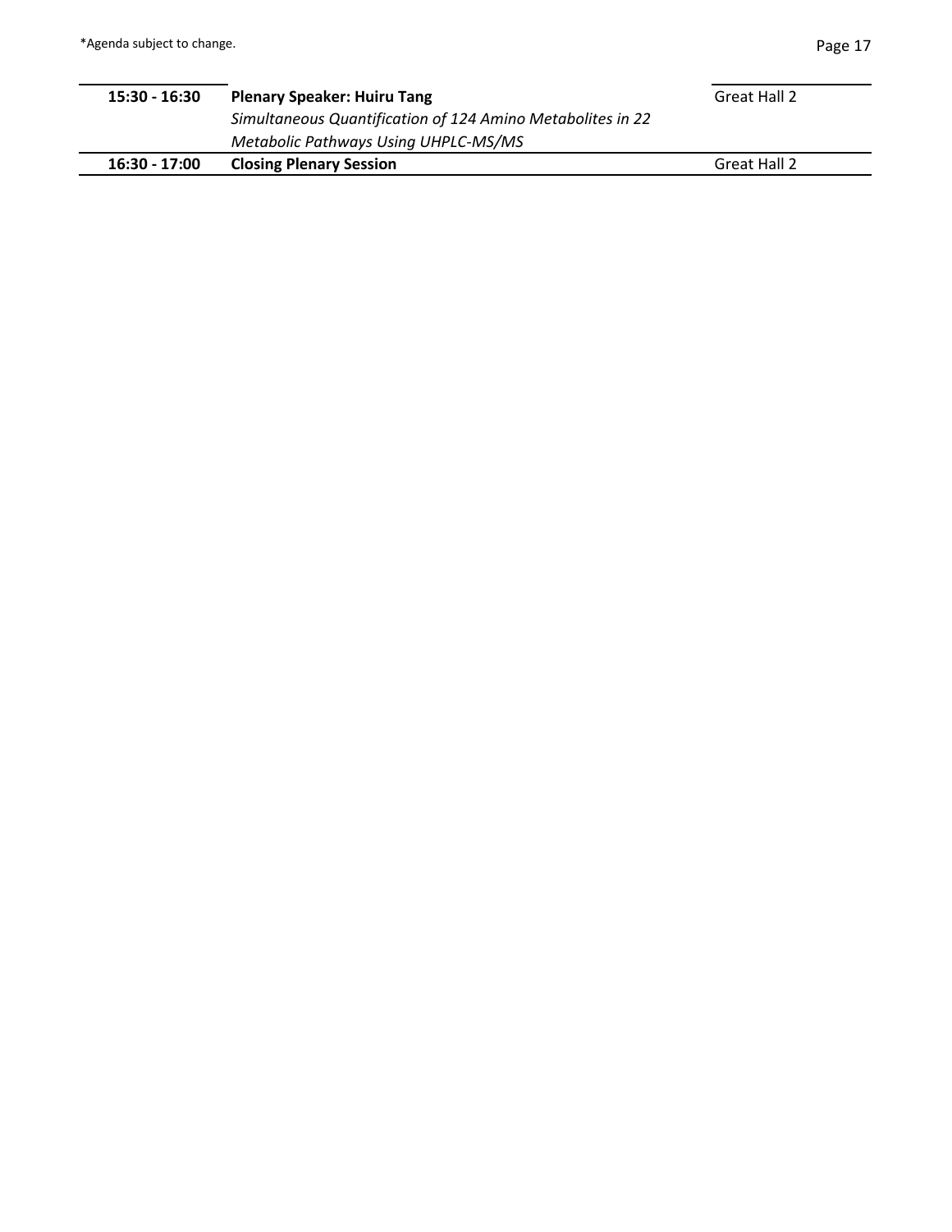| | | |
|---|---|---|
| **15:30 - 16:30** | **Plenary Speaker: Huiru Tang**<br>*Simultaneous Quantification of 124 Amino Metabolites in 22 Metabolic Pathways Using UHPLC-MS/MS* | Great Hall 2 |
| **16:30 - 17:00** | **Closing Plenary Session** | Great Hall 2 |